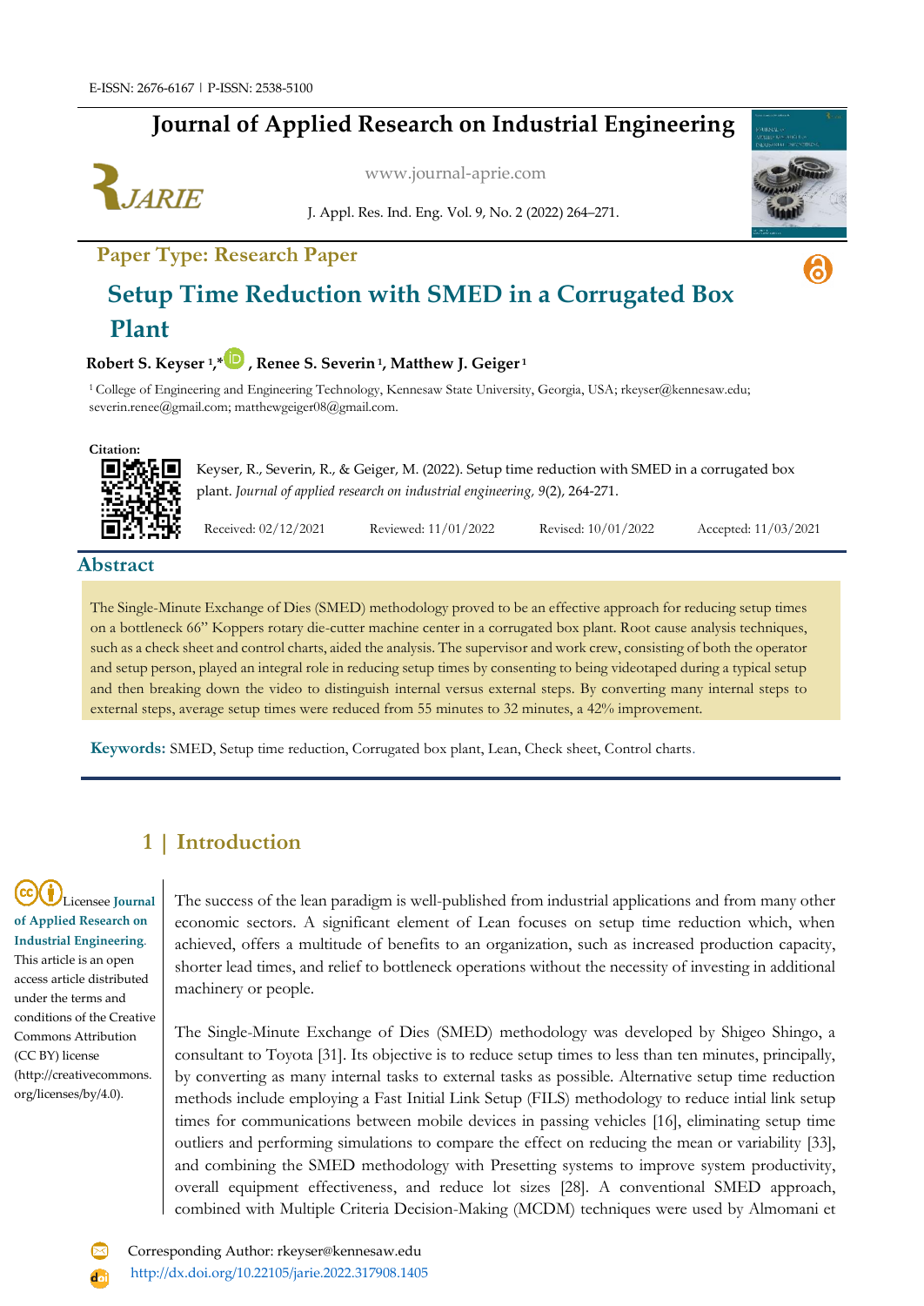E-ISSN: 2676-6167 | P-ISSN: 2538-5100

# Journal of Applied Research on Industrial Engineering

www.journal-aprie.com

J. Appl. Res. Ind. Eng. Vol. 9, No. 2 (2022) 264–271.

**Paper Type: Research Paper**

# Setup Time Reduction with SMED in a Corrugated Box Plant

**Robert S. Keyser [1,*], Renee S. Severin [1], Matthew J. Geiger [1]**

[1] College of Engineering and Engineering Technology, Kennesaw State University, Georgia, USA; rkeyser@kennesaw.edu; severin.renee@gmail.com; matthewgeiger08@gmail.com.

**Citation:**

Keyser, R., Severin, R., & Geiger, M. (2022). Setup time reduction with SMED in a corrugated box plant. *Journal of applied research on industrial engineering, 9*(2), 264-271.

Received: 02/12/2021 Reviewed: 11/01/2022 Revised: 10/01/2022 Accepted: 11/03/2021

## Abstract

The Single-Minute Exchange of Dies (SMED) methodology proved to be an effective approach for reducing setup times on a bottleneck 66" Koppers rotary die-cutter machine center in a corrugated box plant. Root cause analysis techniques, such as a check sheet and control charts, aided the analysis. The supervisor and work crew, consisting of both the operator and setup person, played an integral role in reducing setup times by consenting to being videotaped during a typical setup and then breaking down the video to distinguish internal versus external steps. By converting many internal steps to external steps, average setup times were reduced from 55 minutes to 32 minutes, a 42% improvement.

**Keywords:** SMED, Setup time reduction, Corrugated box plant, Lean, Check sheet, Control charts.

## 1 | Introduction

Licensee **Journal of Applied Research on Industrial Engineering**. This article is an open access article distributed under the terms and conditions of the Creative Commons Attribution (CC BY) license (http://creativecommons.org/licenses/by/4.0).

The success of the lean paradigm is well-published from industrial applications and from many other economic sectors. A significant element of Lean focuses on setup time reduction which, when achieved, offers a multitude of benefits to an organization, such as increased production capacity, shorter lead times, and relief to bottleneck operations without the necessity of investing in additional machinery or people.

The Single-Minute Exchange of Dies (SMED) methodology was developed by Shigeo Shingo, a consultant to Toyota [31]. Its objective is to reduce setup times to less than ten minutes, principally, by converting as many internal tasks to external tasks as possible. Alternative setup time reduction methods include employing a Fast Initial Link Setup (FILS) methodology to reduce intial link setup times for communications between mobile devices in passing vehicles [16], eliminating setup time outliers and performing simulations to compare the effect on reducing the mean or variability [33], and combining the SMED methodology with Presetting systems to improve system productivity, overall equipment effectiveness, and reduce lot sizes [28]. A conventional SMED approach, combined with Multiple Criteria Decision-Making (MCDM) techniques were used by Almomani et

Corresponding Author: rkeyser@kennesaw.edu

http://dx.doi.org/10.22105/jarie.2022.317908.1405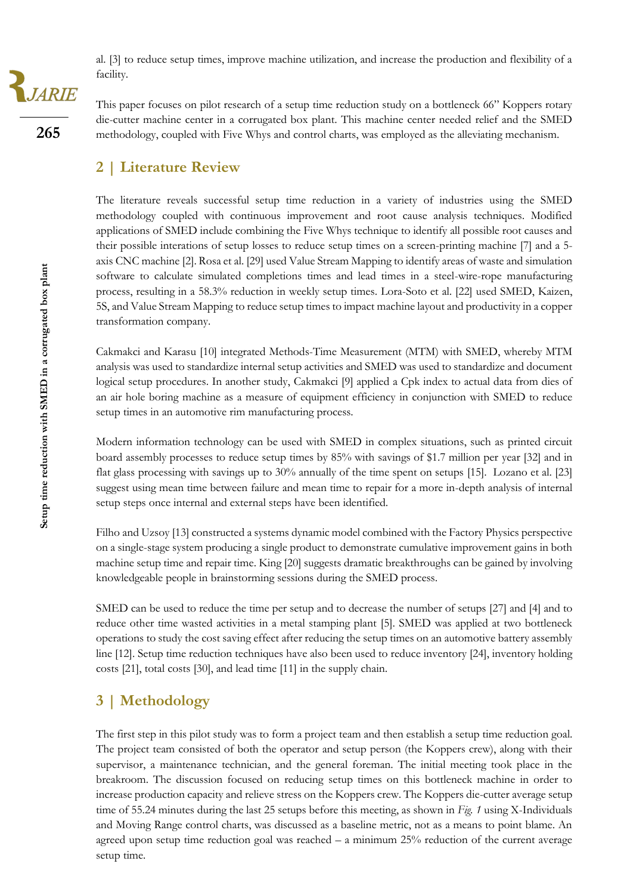al. [3] to reduce setup times, improve machine utilization, and increase the production and flexibility of a facility.

This paper focuses on pilot research of a setup time reduction study on a bottleneck 66" Koppers rotary die-cutter machine center in a corrugated box plant. This machine center needed relief and the SMED methodology, coupled with Five Whys and control charts, was employed as the alleviating mechanism.

## 2 | Literature Review

The literature reveals successful setup time reduction in a variety of industries using the SMED methodology coupled with continuous improvement and root cause analysis techniques. Modified applications of SMED include combining the Five Whys technique to identify all possible root causes and their possible interations of setup losses to reduce setup times on a screen-printing machine [7] and a 5-axis CNC machine [2]. Rosa et al. [29] used Value Stream Mapping to identify areas of waste and simulation software to calculate simulated completions times and lead times in a steel-wire-rope manufacturing process, resulting in a 58.3% reduction in weekly setup times. Lora-Soto et al. [22] used SMED, Kaizen, 5S, and Value Stream Mapping to reduce setup times to impact machine layout and productivity in a copper transformation company.

Cakmakci and Karasu [10] integrated Methods-Time Measurement (MTM) with SMED, whereby MTM analysis was used to standardize internal setup activities and SMED was used to standardize and document logical setup procedures. In another study, Cakmakci [9] applied a Cpk index to actual data from dies of an air hole boring machine as a measure of equipment efficiency in conjunction with SMED to reduce setup times in an automotive rim manufacturing process.

Modern information technology can be used with SMED in complex situations, such as printed circuit board assembly processes to reduce setup times by 85% with savings of $1.7 million per year [32] and in flat glass processing with savings up to 30% annually of the time spent on setups [15]. Lozano et al. [23] suggest using mean time between failure and mean time to repair for a more in-depth analysis of internal setup steps once internal and external steps have been identified.

Filho and Uzsoy [13] constructed a systems dynamic model combined with the Factory Physics perspective on a single-stage system producing a single product to demonstrate cumulative improvement gains in both machine setup time and repair time. King [20] suggests dramatic breakthroughs can be gained by involving knowledgeable people in brainstorming sessions during the SMED process.

SMED can be used to reduce the time per setup and to decrease the number of setups [27] and [4] and to reduce other time wasted activities in a metal stamping plant [5]. SMED was applied at two bottleneck operations to study the cost saving effect after reducing the setup times on an automotive battery assembly line [12]. Setup time reduction techniques have also been used to reduce inventory [24], inventory holding costs [21], total costs [30], and lead time [11] in the supply chain.

## 3 | Methodology

The first step in this pilot study was to form a project team and then establish a setup time reduction goal. The project team consisted of both the operator and setup person (the Koppers crew), along with their supervisor, a maintenance technician, and the general foreman. The initial meeting took place in the breakroom. The discussion focused on reducing setup times on this bottleneck machine in order to increase production capacity and relieve stress on the Koppers crew. The Koppers die-cutter average setup time of 55.24 minutes during the last 25 setups before this meeting, as shown in *Fig. 1* using X-Individuals and Moving Range control charts, was discussed as a baseline metric, not as a means to point blame. An agreed upon setup time reduction goal was reached – a minimum 25% reduction of the current average setup time.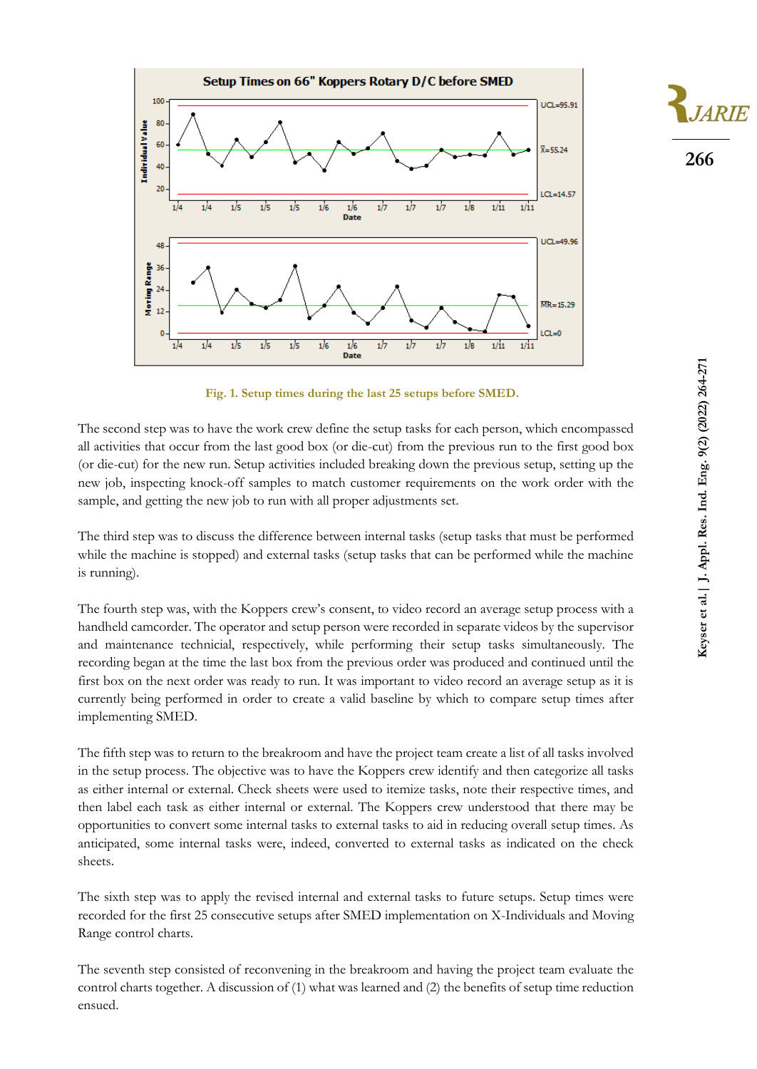Fig. 1. Setup times during the last 25 setups before SMED.

The second step was to have the work crew define the setup tasks for each person, which encompassed all activities that occur from the last good box (or die-cut) from the previous run to the first good box (or die-cut) for the new run. Setup activities included breaking down the previous setup, setting up the new job, inspecting knock-off samples to match customer requirements on the work order with the sample, and getting the new job to run with all proper adjustments set.

The third step was to discuss the difference between internal tasks (setup tasks that must be performed while the machine is stopped) and external tasks (setup tasks that can be performed while the machine is running).

The fourth step was, with the Koppers crew's consent, to video record an average setup process with a handheld camcorder. The operator and setup person were recorded in separate videos by the supervisor and maintenance technical, respectively, while performing their setup tasks simultaneously. The recording began at the time the last box from the previous order was produced and continued until the first box on the next order was ready to run. It was important to video record an average setup as it is currently being performed in order to create a valid baseline by which to compare setup times after implementing SMED.

The fifth step was to return to the breakroom and have the project team create a list of all tasks involved in the setup process. The objective was to have the Koppers crew identify and then categorize all tasks as either internal or external. Check sheets were used to itemize tasks, note their respective times, and then label each task as either internal or external. The Koppers crew understood that there may be opportunities to convert some internal tasks to external tasks to aid in reducing overall setup times. As anticipated, some internal tasks were, indeed, converted to external tasks as indicated on the check sheets.

The sixth step was to apply the revised internal and external tasks to future setups. Setup times were recorded for the first 25 consecutive setups after SMED implementation on X-Individuals and Moving Range control charts.

The seventh step consisted of reconvening in the breakroom and having the project team evaluate the control charts together. A discussion of (1) what was learned and (2) the benefits of setup time reduction ensued.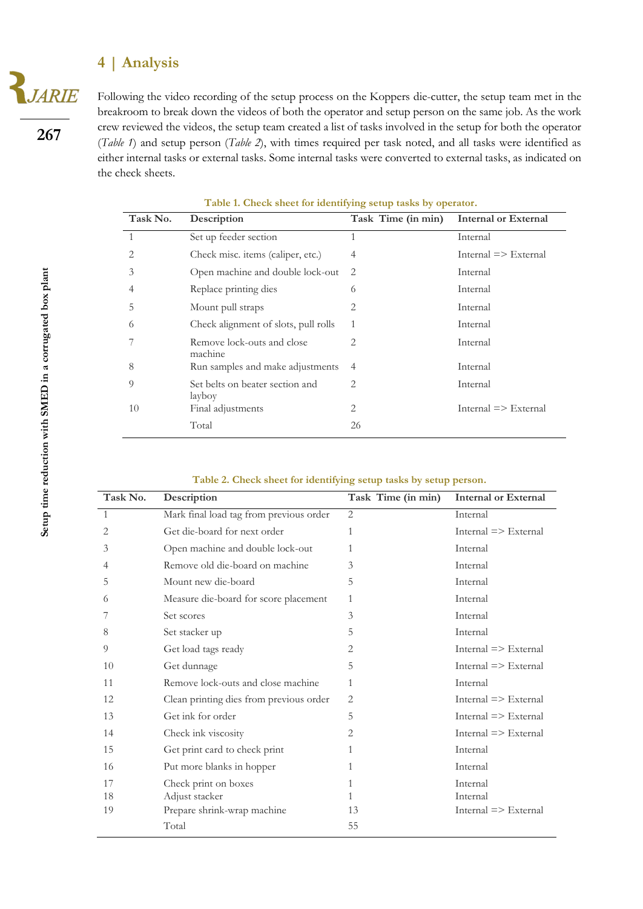## 4 | Analysis

Following the video recording of the setup process on the Koppers die-cutter, the setup team met in the breakroom to break down the videos of both the operator and setup person on the same job. As the work crew reviewed the videos, the setup team created a list of tasks involved in the setup for both the operator (*Table 1*) and setup person (*Table 2*), with times required per task noted, and all tasks were identified as either internal tasks or external tasks. Some internal tasks were converted to external tasks, as indicated on the check sheets.

**Table 1. Check sheet for identifying setup tasks by operator.**

| Task No. | Description | Task Time (in min) | Internal or External |
|---|---|---|---|
| 1 | Set up feeder section | 1 | Internal |
| 2 | Check misc. items (caliper, etc.) | 4 | Internal => External |
| 3 | Open machine and double lock-out | 2 | Internal |
| 4 | Replace printing dies | 6 | Internal |
| 5 | Mount pull straps | 2 | Internal |
| 6 | Check alignment of slots, pull rolls | 1 | Internal |
| 7 | Remove lock-outs and close machine | 2 | Internal |
| 8 | Run samples and make adjustments | 4 | Internal |
| 9 | Set belts on beater section and layboy | 2 | Internal |
| 10 | Final adjustments | 2 | Internal => External |
| | Total | 26 | |

**Table 2. Check sheet for identifying setup tasks by setup person.**

| Task No. | Description | Task Time (in min) | Internal or External |
|---|---|---|---|
| 1 | Mark final load tag from previous order | 2 | Internal |
| 2 | Get die-board for next order | 1 | Internal => External |
| 3 | Open machine and double lock-out | 1 | Internal |
| 4 | Remove old die-board on machine | 3 | Internal |
| 5 | Mount new die-board | 5 | Internal |
| 6 | Measure die-board for score placement | 1 | Internal |
| 7 | Set scores | 3 | Internal |
| 8 | Set stacker up | 5 | Internal |
| 9 | Get load tags ready | 2 | Internal => External |
| 10 | Get dunnage | 5 | Internal => External |
| 11 | Remove lock-outs and close machine | 1 | Internal |
| 12 | Clean printing dies from previous order | 2 | Internal => External |
| 13 | Get ink for order | 5 | Internal => External |
| 14 | Check ink viscosity | 2 | Internal => External |
| 15 | Get print card to check print | 1 | Internal |
| 16 | Put more blanks in hopper | 1 | Internal |
| 17 | Check print on boxes | 1 | Internal |
| 18 | Adjust stacker | 1 | Internal |
| 19 | Prepare shrink-wrap machine | 13 | Internal => External |
| | Total | 55 | |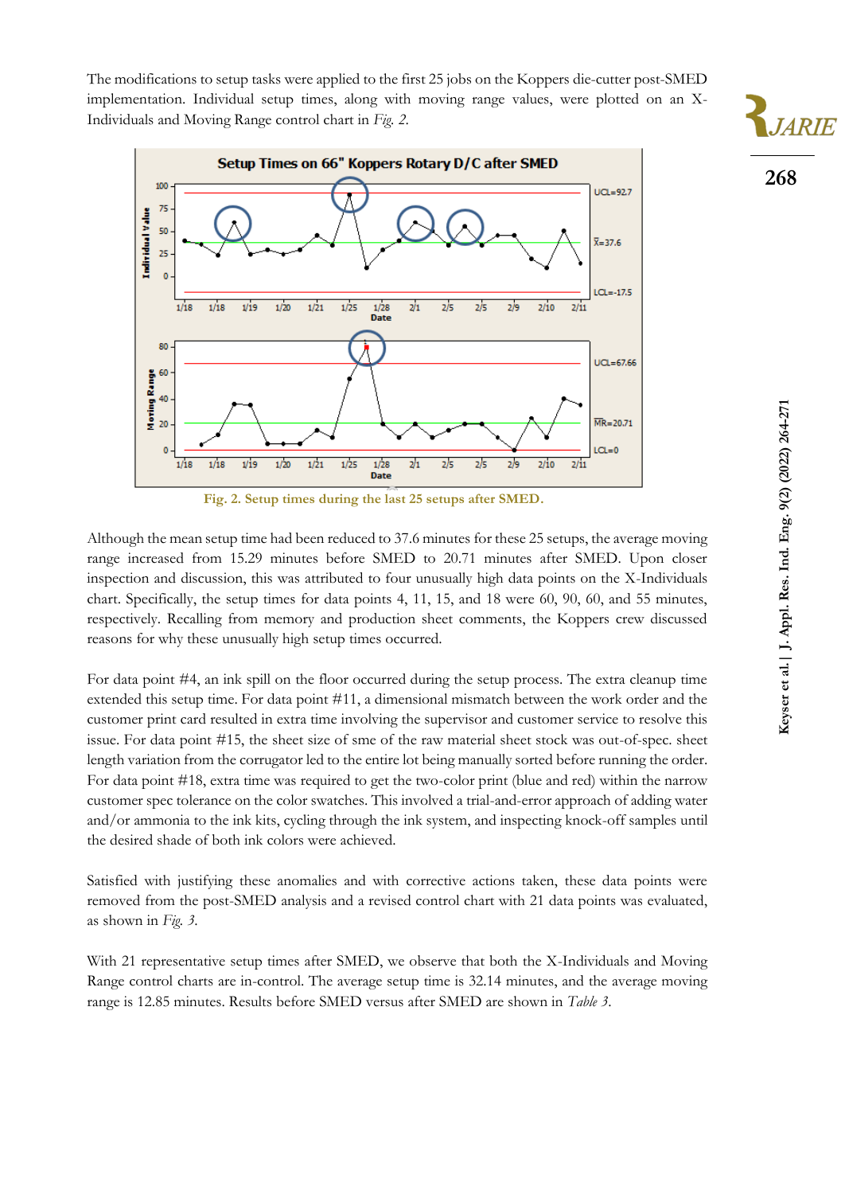The modifications to setup tasks were applied to the first 25 jobs on the Koppers die-cutter post-SMED implementation. Individual setup times, along with moving range values, were plotted on an X-Individuals and Moving Range control chart in *Fig. 2*.

Fig. 2. Setup times during the last 25 setups after SMED.

Although the mean setup time had been reduced to 37.6 minutes for these 25 setups, the average moving range increased from 15.29 minutes before SMED to 20.71 minutes after SMED. Upon closer inspection and discussion, this was attributed to four unusually high data points on the X-Individuals chart. Specifically, the setup times for data points 4, 11, 15, and 18 were 60, 90, 60, and 55 minutes, respectively. Recalling from memory and production sheet comments, the Koppers crew discussed reasons for why these unusually high setup times occurred.

For data point #4, an ink spill on the floor occurred during the setup process. The extra cleanup time extended this setup time. For data point #11, a dimensional mismatch between the work order and the customer print card resulted in extra time involving the supervisor and customer service to resolve this issue. For data point #15, the sheet size of sme of the raw material sheet stock was out-of-spec. sheet length variation from the corrugator led to the entire lot being manually sorted before running the order. For data point #18, extra time was required to get the two-color print (blue and red) within the narrow customer spec tolerance on the color swatches. This involved a trial-and-error approach of adding water and/or ammonia to the ink kits, cycling through the ink system, and inspecting knock-off samples until the desired shade of both ink colors were achieved.

Satisfied with justifying these anomalies and with corrective actions taken, these data points were removed from the post-SMED analysis and a revised control chart with 21 data points was evaluated, as shown in *Fig. 3*.

With 21 representative setup times after SMED, we observe that both the X-Individuals and Moving Range control charts are in-control. The average setup time is 32.14 minutes, and the average moving range is 12.85 minutes. Results before SMED versus after SMED are shown in *Table 3*.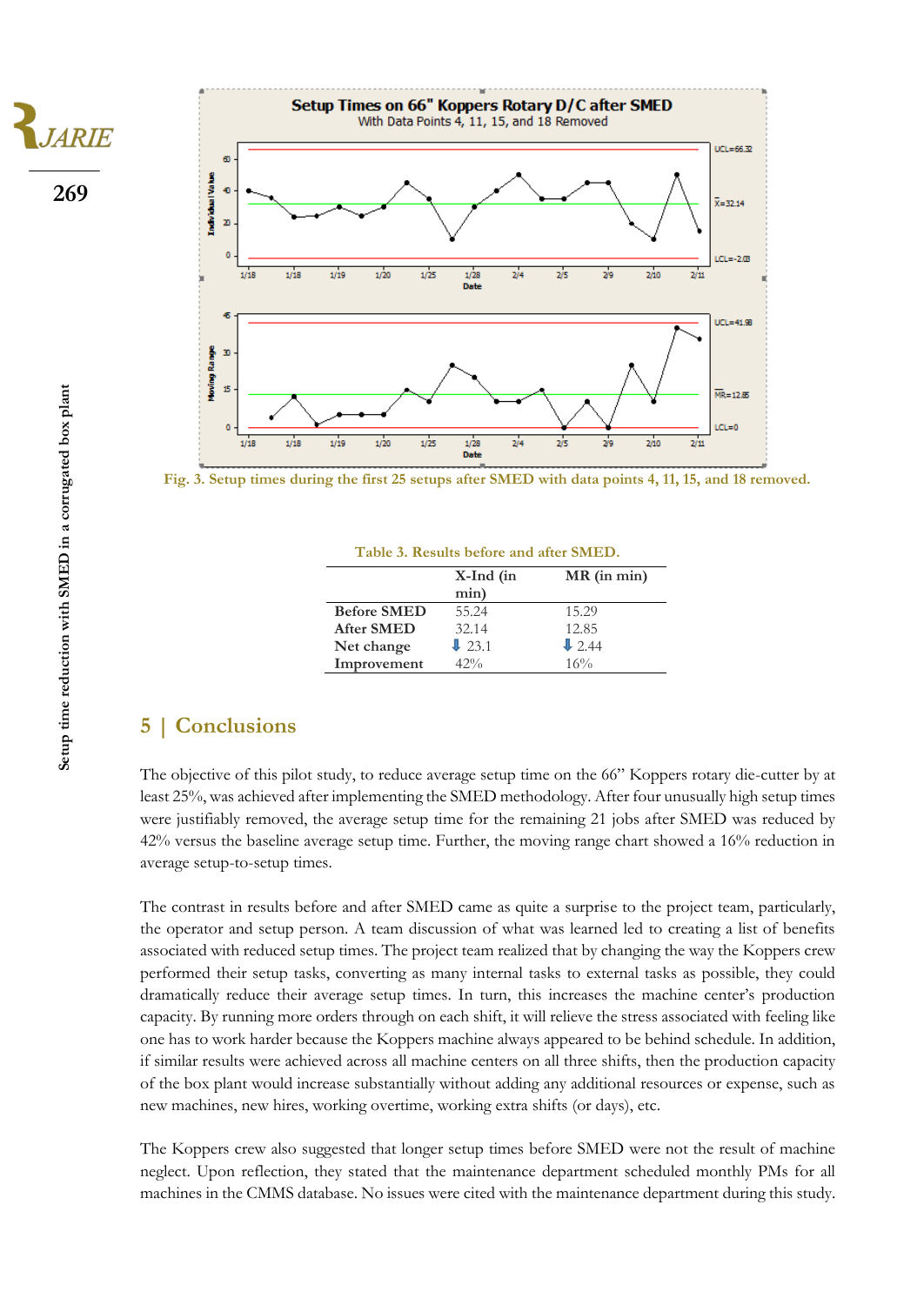Fig. 3. Setup times during the first 25 setups after SMED with data points 4, 11, 15, and 18 removed.

Table 3. Results before and after SMED.

| | X-Ind (in min) | MR (in min) |
|---|---|---|
| **Before SMED** | 55.24 | 15.29 |
| **After SMED** | 32.14 | 12.85 |
| **Net change** | ⬇ 23.1 | ⬇ 2.44 |
| **Improvement** | 42% | 16% |

## 5 | Conclusions

The objective of this pilot study, to reduce average setup time on the 66" Koppers rotary die-cutter by at least 25%, was achieved after implementing the SMED methodology. After four unusually high setup times were justifiably removed, the average setup time for the remaining 21 jobs after SMED was reduced by 42% versus the baseline average setup time. Further, the moving range chart showed a 16% reduction in average setup-to-setup times.

The contrast in results before and after SMED came as quite a surprise to the project team, particularly, the operator and setup person. A team discussion of what was learned led to creating a list of benefits associated with reduced setup times. The project team realized that by changing the way the Koppers crew performed their setup tasks, converting as many internal tasks to external tasks as possible, they could dramatically reduce their average setup times. In turn, this increases the machine center's production capacity. By running more orders through on each shift, it will relieve the stress associated with feeling like one has to work harder because the Koppers machine always appeared to be behind schedule. In addition, if similar results were achieved across all machine centers on all three shifts, then the production capacity of the box plant would increase substantially without adding any additional resources or expense, such as new machines, new hires, working overtime, working extra shifts (or days), etc.

The Koppers crew also suggested that longer setup times before SMED were not the result of machine neglect. Upon reflection, they stated that the maintenance department scheduled monthly PMs for all machines in the CMMS database. No issues were cited with the maintenance department during this study.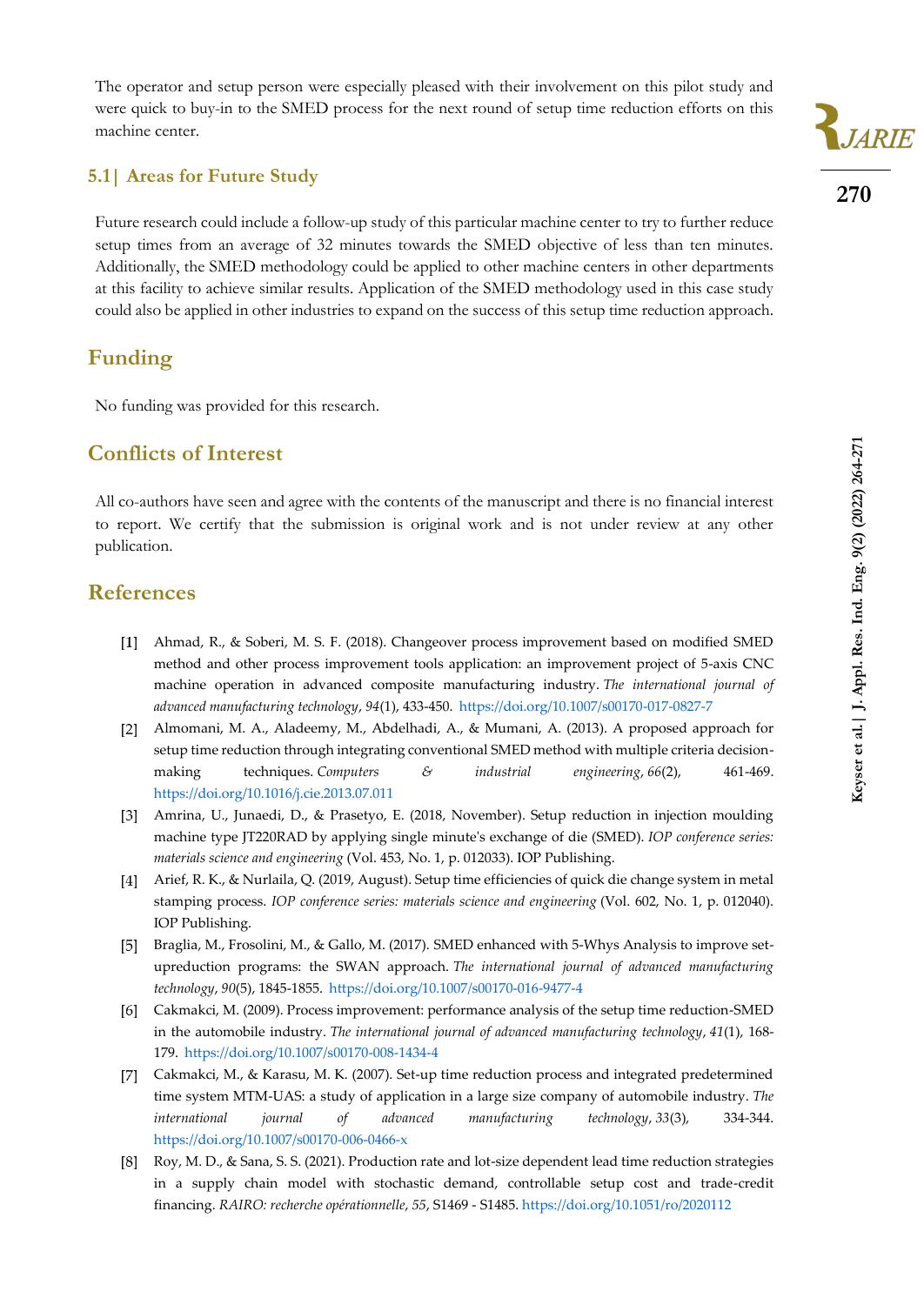The operator and setup person were especially pleased with their involvement on this pilot study and were quick to buy-in to the SMED process for the next round of setup time reduction efforts on this machine center.

### 5.1| Areas for Future Study

Future research could include a follow-up study of this particular machine center to try to further reduce setup times from an average of 32 minutes towards the SMED objective of less than ten minutes. Additionally, the SMED methodology could be applied to other machine centers in other departments at this facility to achieve similar results. Application of the SMED methodology used in this case study could also be applied in other industries to expand on the success of this setup time reduction approach.

## Funding

No funding was provided for this research.

## Conflicts of Interest

All co-authors have seen and agree with the contents of the manuscript and there is no financial interest to report. We certify that the submission is original work and is not under review at any other publication.

## References

[1] Ahmad, R., & Soberi, M. S. F. (2018). Changeover process improvement based on modified SMED method and other process improvement tools application: an improvement project of 5-axis CNC machine operation in advanced composite manufacturing industry. *The international journal of advanced manufacturing technology*, *94*(1), 433-450. https://doi.org/10.1007/s00170-017-0827-7

[2] Almomani, M. A., Aladeemy, M., Abdelhadi, A., & Mumani, A. (2013). A proposed approach for setup time reduction through integrating conventional SMED method with multiple criteria decision-making techniques. *Computers & industrial engineering*, *66*(2), 461-469. https://doi.org/10.1016/j.cie.2013.07.011

[3] Amrina, U., Junaedi, D., & Prasetyo, E. (2018, November). Setup reduction in injection moulding machine type JT220RAD by applying single minute's exchange of die (SMED). *IOP conference series: materials science and engineering* (Vol. 453, No. 1, p. 012033). IOP Publishing.

[4] Arief, R. K., & Nurlaila, Q. (2019, August). Setup time efficiencies of quick die change system in metal stamping process. *IOP conference series: materials science and engineering* (Vol. 602, No. 1, p. 012040). IOP Publishing.

[5] Braglia, M., Frosolini, M., & Gallo, M. (2017). SMED enhanced with 5-Whys Analysis to improve set-upreduction programs: the SWAN approach. *The international journal of advanced manufacturing technology*, *90*(5), 1845-1855. https://doi.org/10.1007/s00170-016-9477-4

[6] Cakmakci, M. (2009). Process improvement: performance analysis of the setup time reduction-SMED in the automobile industry. *The international journal of advanced manufacturing technology*, *41*(1), 168-179. https://doi.org/10.1007/s00170-008-1434-4

[7] Cakmakci, M., & Karasu, M. K. (2007). Set-up time reduction process and integrated predetermined time system MTM-UAS: a study of application in a large size company of automobile industry. *The international journal of advanced manufacturing technology*, *33*(3), 334-344. https://doi.org/10.1007/s00170-006-0466-x

[8] Roy, M. D., & Sana, S. S. (2021). Production rate and lot-size dependent lead time reduction strategies in a supply chain model with stochastic demand, controllable setup cost and trade-credit financing. *RAIRO: recherche opérationnelle*, *55*, S1469 - S1485. https://doi.org/10.1051/ro/2020112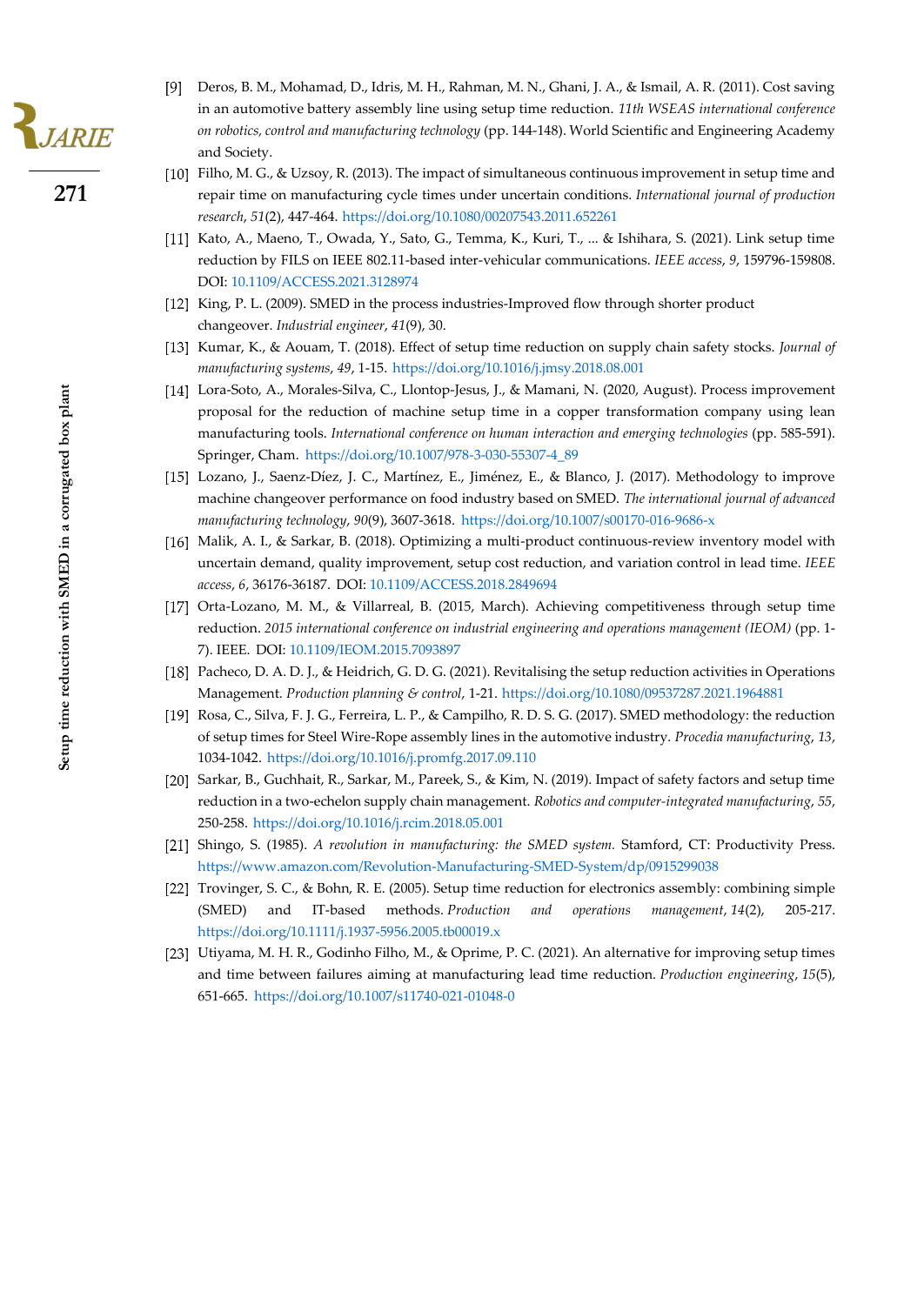[9] Deros, B. M., Mohamad, D., Idris, M. H., Rahman, M. N., Ghani, J. A., & Ismail, A. R. (2011). Cost saving in an automotive battery assembly line using setup time reduction. *11th WSEAS international conference on robotics, control and manufacturing technology* (pp. 144-148). World Scientific and Engineering Academy and Society.

[10] Filho, M. G., & Uzsoy, R. (2013). The impact of simultaneous continuous improvement in setup time and repair time on manufacturing cycle times under uncertain conditions. *International journal of production research*, *51*(2), 447-464. https://doi.org/10.1080/00207543.2011.652261

[11] Kato, A., Maeno, T., Owada, Y., Sato, G., Temma, K., Kuri, T., ... & Ishihara, S. (2021). Link setup time reduction by FILS on IEEE 802.11-based inter-vehicular communications. *IEEE access*, *9*, 159796-159808. DOI: 10.1109/ACCESS.2021.3128974

[12] King, P. L. (2009). SMED in the process industries-Improved flow through shorter product changeover. *Industrial engineer*, *41*(9), 30.

[13] Kumar, K., & Aouam, T. (2018). Effect of setup time reduction on supply chain safety stocks. *Journal of manufacturing systems*, *49*, 1-15. https://doi.org/10.1016/j.jmsy.2018.08.001

[14] Lora-Soto, A., Morales-Silva, C., Llontop-Jesus, J., & Mamani, N. (2020, August). Process improvement proposal for the reduction of machine setup time in a copper transformation company using lean manufacturing tools. *International conference on human interaction and emerging technologies* (pp. 585-591). Springer, Cham. https://doi.org/10.1007/978-3-030-55307-4_89

[15] Lozano, J., Saenz-Díez, J. C., Martínez, E., Jiménez, E., & Blanco, J. (2017). Methodology to improve machine changeover performance on food industry based on SMED. *The international journal of advanced manufacturing technology*, *90*(9), 3607-3618. https://doi.org/10.1007/s00170-016-9686-x

[16] Malik, A. I., & Sarkar, B. (2018). Optimizing a multi-product continuous-review inventory model with uncertain demand, quality improvement, setup cost reduction, and variation control in lead time. *IEEE access*, *6*, 36176-36187. DOI: 10.1109/ACCESS.2018.2849694

[17] Orta-Lozano, M. M., & Villarreal, B. (2015, March). Achieving competitiveness through setup time reduction. *2015 international conference on industrial engineering and operations management (IEOM)* (pp. 1-7). IEEE. DOI: 10.1109/IEOM.2015.7093897

[18] Pacheco, D. A. D. J., & Heidrich, G. D. G. (2021). Revitalising the setup reduction activities in Operations Management. *Production planning & control*, 1-21. https://doi.org/10.1080/09537287.2021.1964881

[19] Rosa, C., Silva, F. J. G., Ferreira, L. P., & Campilho, R. D. S. G. (2017). SMED methodology: the reduction of setup times for Steel Wire-Rope assembly lines in the automotive industry. *Procedia manufacturing*, *13*, 1034-1042. https://doi.org/10.1016/j.promfg.2017.09.110

[20] Sarkar, B., Guchhait, R., Sarkar, M., Pareek, S., & Kim, N. (2019). Impact of safety factors and setup time reduction in a two-echelon supply chain management. *Robotics and computer-integrated manufacturing*, *55*, 250-258. https://doi.org/10.1016/j.rcim.2018.05.001

[21] Shingo, S. (1985). *A revolution in manufacturing: the SMED system.* Stamford, CT: Productivity Press. https://www.amazon.com/Revolution-Manufacturing-SMED-System/dp/0915299038

[22] Trovinger, S. C., & Bohn, R. E. (2005). Setup time reduction for electronics assembly: combining simple (SMED) and IT-based methods. *Production and operations management*, *14*(2), 205-217. https://doi.org/10.1111/j.1937-5956.2005.tb00019.x

[23] Utiyama, M. H. R., Godinho Filho, M., & Oprime, P. C. (2021). An alternative for improving setup times and time between failures aiming at manufacturing lead time reduction. *Production engineering*, *15*(5), 651-665. https://doi.org/10.1007/s11740-021-01048-0